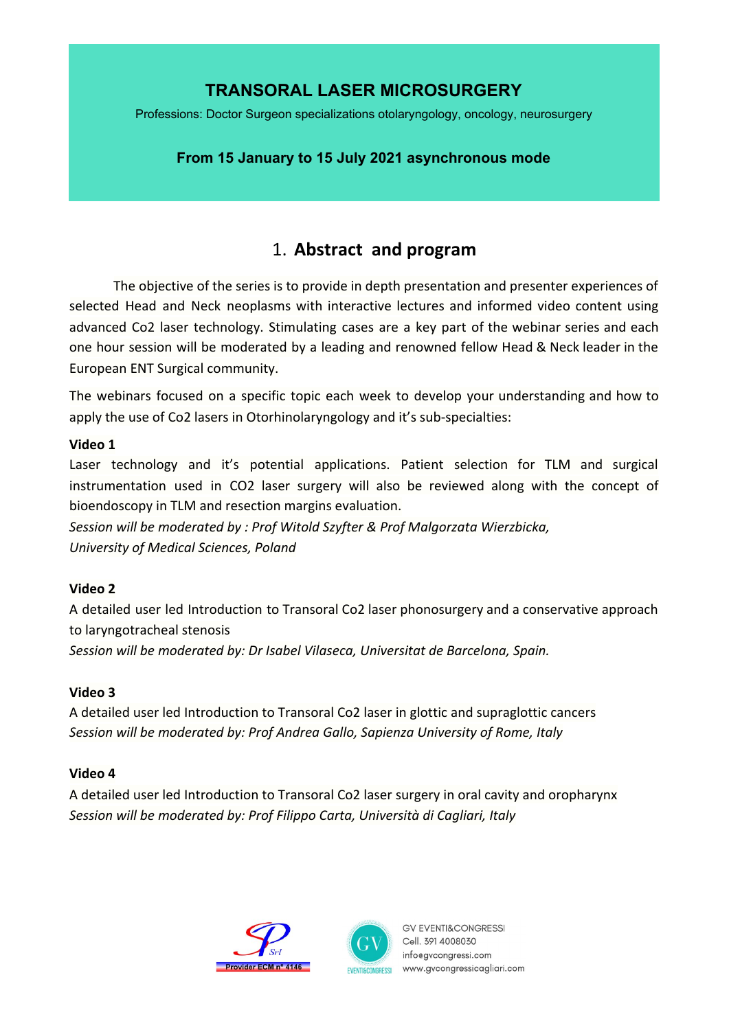# TRANSORAL LASER MICROSURGERY

Professions: Doctor Surgeon specializations otolaryngology, oncology, neurosurgery

**From 15 January to 15 July 2021 asynchronous mode**

## 1. Abstract and program

The objective of the series is to provide in depth presentation and presenter experiences of selected Head and Neck neoplasms with interactive lectures and informed video content using advanced Co2 laser technology. Stimulating cases are a key part of the webinar series and each one hour session will be moderated by a leading and renowned fellow Head & Neck leader in the European ENT Surgical community.

The webinars focused on a specific topic each week to develop your understanding and how to apply the use of Co2 lasers in Otorhinolaryngology and it's sub-specialties:

**Video 1**

Laser technology and it's potential applications. Patient selection for TLM and surgical instrumentation used in CO2 laser surgery will also be reviewed along with the concept of bioendoscopy in TLM and resection margins evaluation.

*Session will be moderated by : Prof Witold Szyfter & Prof Malgorzata Wierzbicka, University of Medical Sciences, Poland*

**Video 2**

A detailed user led Introduction to Transoral Co2 laser phonosurgery and a conservative approach to laryngotracheal stenosis

*Session will be moderated by: Dr Isabel Vilaseca, Universitat de Barcelona, Spain.*

**Video 3**

A detailed user led Introduction to Transoral Co2 laser in glottic and supraglottic cancers

*Session will be moderated by: Prof Andrea Gallo, Sapienza University of Rome, Italy*

**Video 4**

A detailed user led Introduction to Transoral Co2 laser surgery in oral cavity and oropharynx

*Session will be moderated by: Prof Filippo Carta, Università di Cagliari, Italy*

Provider ECM n° 4146

GV EVENTI&CONGRESSI
Cell. 391 4008030
info@gvcongressi.com
www.gvcongressicagliari.com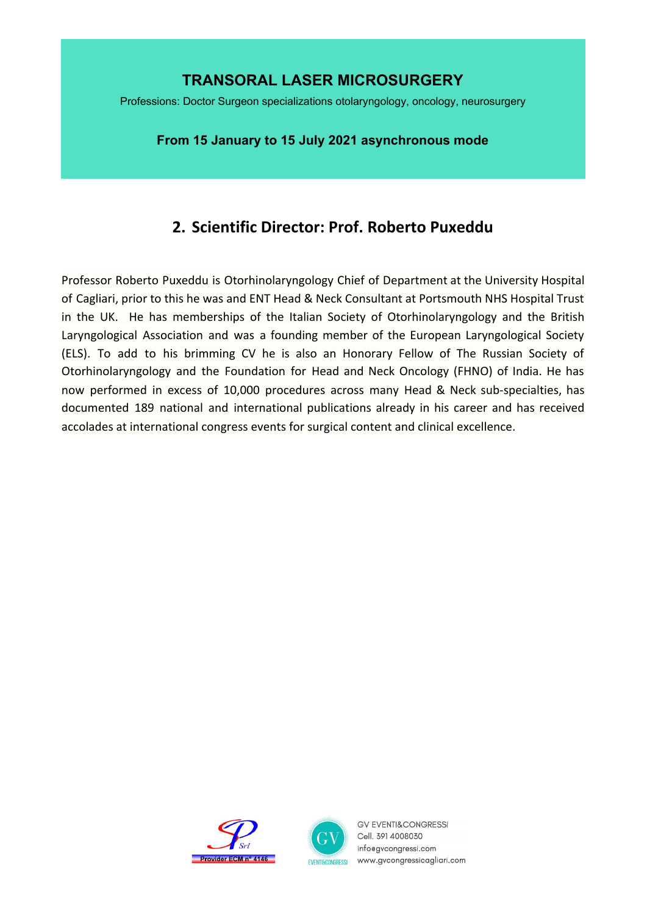**TRANSORAL LASER MICROSURGERY**

Professions: Doctor Surgeon specializations otolaryngology, oncology, neurosurgery

**From 15 January to 15 July 2021 asynchronous mode**

## 2. Scientific Director: Prof. Roberto Puxeddu

Professor Roberto Puxeddu is Otorhinolaryngology Chief of Department at the University Hospital of Cagliari, prior to this he was and ENT Head & Neck Consultant at Portsmouth NHS Hospital Trust in the UK. He has memberships of the Italian Society of Otorhinolaryngology and the British Laryngological Association and was a founding member of the European Laryngological Society (ELS). To add to his brimming CV he is also an Honorary Fellow of The Russian Society of Otorhinolaryngology and the Foundation for Head and Neck Oncology (FHNO) of India. He has now performed in excess of 10,000 procedures across many Head & Neck sub-specialties, has documented 189 national and international publications already in his career and has received accolades at international congress events for surgical content and clinical excellence.

Provider ECM n° 4146

GV EVENTI&CONGRESSI
Cell. 391 4008030
info@gvcongressi.com
www.gvcongressicagliari.com